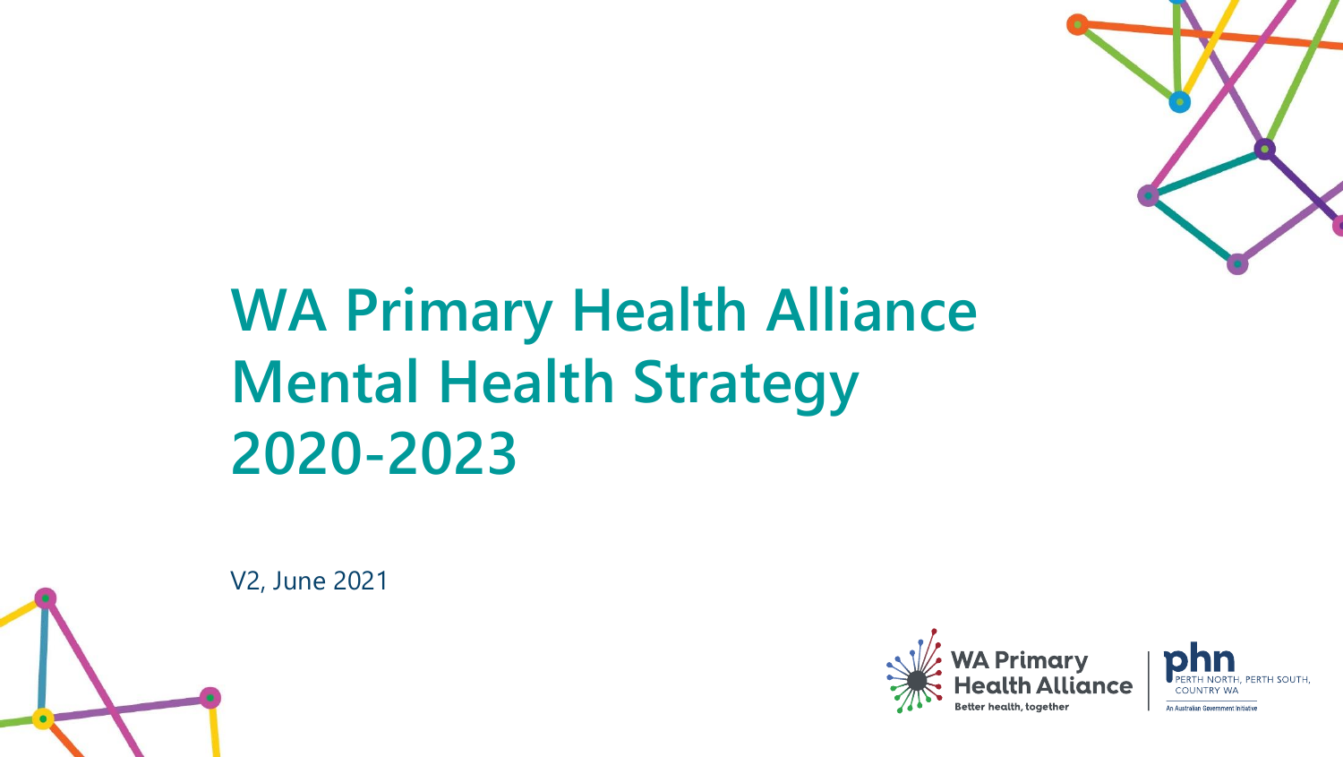# WA Primary Health Alliance Mental Health Strategy 2020-2023

V2, June 2021

WA Primary Health Alliance
Better health, together

phn
PERTH NORTH, PERTH SOUTH, COUNTRY WA
An Australian Government Initiative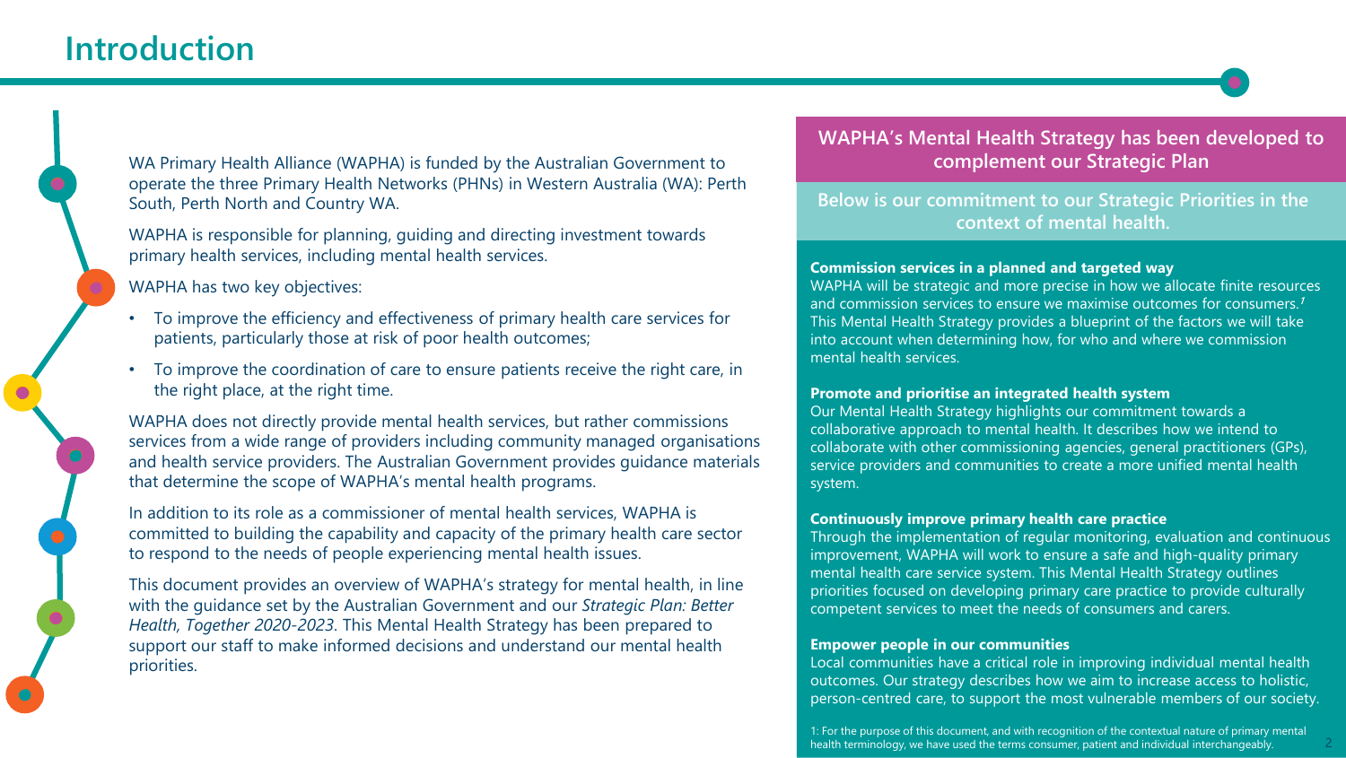# Introduction

WA Primary Health Alliance (WAPHA) is funded by the Australian Government to operate the three Primary Health Networks (PHNs) in Western Australia (WA): Perth South, Perth North and Country WA.

WAPHA is responsible for planning, guiding and directing investment towards primary health services, including mental health services.

WAPHA has two key objectives:

- To improve the efficiency and effectiveness of primary health care services for patients, particularly those at risk of poor health outcomes;
- To improve the coordination of care to ensure patients receive the right care, in the right place, at the right time.

WAPHA does not directly provide mental health services, but rather commissions services from a wide range of providers including community managed organisations and health service providers. The Australian Government provides guidance materials that determine the scope of WAPHA's mental health programs.

In addition to its role as a commissioner of mental health services, WAPHA is committed to building the capability and capacity of the primary health care sector to respond to the needs of people experiencing mental health issues.

This document provides an overview of WAPHA's strategy for mental health, in line with the guidance set by the Australian Government and our *Strategic Plan: Better Health, Together 2020-2023*. This Mental Health Strategy has been prepared to support our staff to make informed decisions and understand our mental health priorities.

## WAPHA's Mental Health Strategy has been developed to complement our Strategic Plan

**Below is our commitment to our Strategic Priorities in the context of mental health.**

**Commission services in a planned and targeted way**
WAPHA will be strategic and more precise in how we allocate finite resources and commission services to ensure we maximise outcomes for consumers.[1] This Mental Health Strategy provides a blueprint of the factors we will take into account when determining how, for who and where we commission mental health services.

**Promote and prioritise an integrated health system**
Our Mental Health Strategy highlights our commitment towards a collaborative approach to mental health. It describes how we intend to collaborate with other commissioning agencies, general practitioners (GPs), service providers and communities to create a more unified mental health system.

**Continuously improve primary health care practice**
Through the implementation of regular monitoring, evaluation and continuous improvement, WAPHA will work to ensure a safe and high-quality primary mental health care service system. This Mental Health Strategy outlines priorities focused on developing primary care practice to provide culturally competent services to meet the needs of consumers and carers.

**Empower people in our communities**
Local communities have a critical role in improving individual mental health outcomes. Our strategy describes how we aim to increase access to holistic, person-centred care, to support the most vulnerable members of our society.

1: For the purpose of this document, and with recognition of the contextual nature of primary mental health terminology, we have used the terms consumer, patient and individual interchangeably.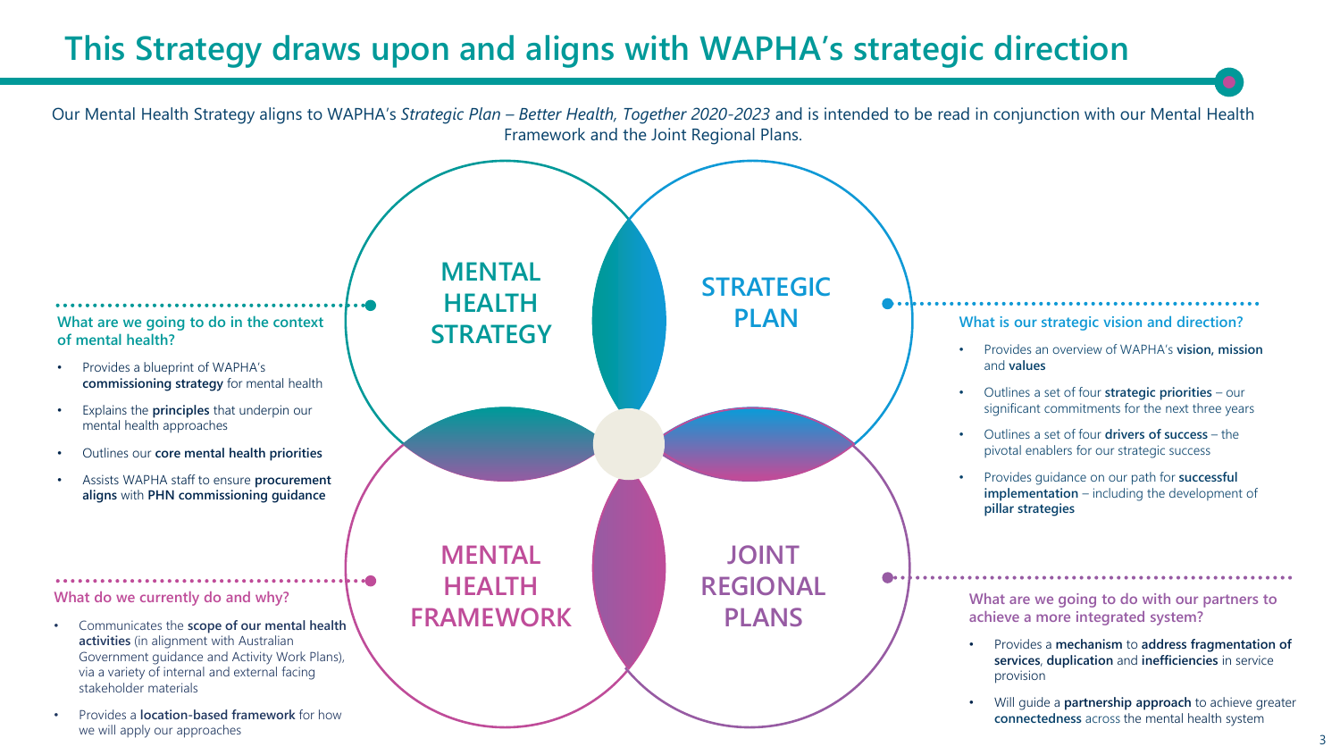# This Strategy draws upon and aligns with WAPHA's strategic direction

Our Mental Health Strategy aligns to WAPHA's *Strategic Plan – Better Health, Together 2020-2023* and is intended to be read in conjunction with our Mental Health Framework and the Joint Regional Plans.

## MENTAL HEALTH STRATEGY

### What are we going to do in the context of mental health?

- Provides a blueprint of WAPHA's **commissioning strategy** for mental health
- Explains the **principles** that underpin our mental health approaches
- Outlines our **core mental health priorities**
- Assists WAPHA staff to ensure **procurement aligns** with **PHN commissioning guidance**

## STRATEGIC PLAN

### What is our strategic vision and direction?

- Provides an overview of WAPHA's **vision, mission** and **values**
- Outlines a set of four **strategic priorities** – our significant commitments for the next three years
- Outlines a set of four **drivers of success** – the pivotal enablers for our strategic success
- Provides guidance on our path for **successful implementation** – including the development of **pillar strategies**

## MENTAL HEALTH FRAMEWORK

### What do we currently do and why?

- Communicates the **scope of our mental health activities** (in alignment with Australian Government guidance and Activity Work Plans), via a variety of internal and external facing stakeholder materials
- Provides a **location-based framework** for how we will apply our approaches

## JOINT REGIONAL PLANS

### What are we going to do with our partners to achieve a more integrated system?

- Provides a **mechanism** to **address fragmentation of services**, **duplication** and **inefficiencies** in service provision
- Will guide a **partnership approach** to achieve greater **connectedness** across the mental health system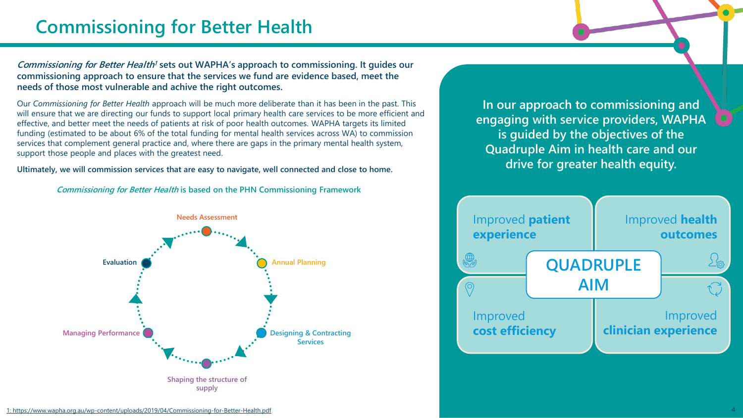# Commissioning for Better Health

***Commissioning for Better Health*[1] sets out WAPHA's approach to commissioning. It guides our commissioning approach to ensure that the services we fund are evidence based, meet the needs of those most vulnerable and achive the right outcomes.**

Our *Commissioning for Better Health* approach will be much more deliberate than it has been in the past. This will ensure that we are directing our funds to support local primary health care services to be more efficient and effective, and better meet the needs of patients at risk of poor health outcomes. WAPHA targets its limited funding (estimated to be about 6% of the total funding for mental health services across WA) to commission services that complement general practice and, where there are gaps in the primary mental health system, support those people and places with the greatest need.

**Ultimately, we will commission services that are easy to navigate, well connected and close to home.**

***Commissioning for Better Health* is based on the PHN Commissioning Framework**

- Needs Assessment
- Annual Planning
- Designing & Contracting Services
- Shaping the structure of supply
- Managing Performance
- Evaluation

**In our approach to commissioning and engaging with service providers, WAPHA is guided by the objectives of the Quadruple Aim in health care and our drive for greater health equity.**

**QUADRUPLE AIM**

- Improved **patient experience**
- Improved **health outcomes**
- Improved **cost efficiency**
- Improved **clinician experience**

1: https://www.wapha.org.au/wp-content/uploads/2019/04/Commissioning-for-Better-Health.pdf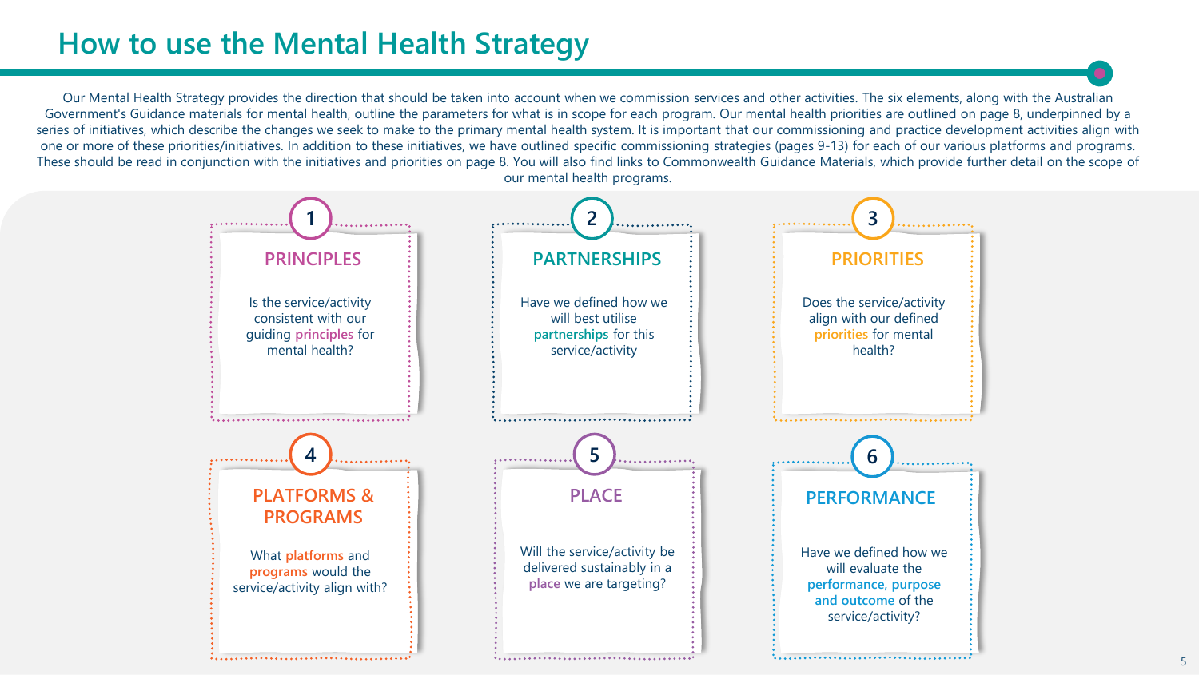# How to use the Mental Health Strategy

Our Mental Health Strategy provides the direction that should be taken into account when we commission services and other activities. The six elements, along with the Australian Government's Guidance materials for mental health, outline the parameters for what is in scope for each program. Our mental health priorities are outlined on page 8, underpinned by a series of initiatives, which describe the changes we seek to make to the primary mental health system. It is important that our commissioning and practice development activities align with one or more of these priorities/initiatives. In addition to these initiatives, we have outlined specific commissioning strategies (pages 9-13) for each of our various platforms and programs. These should be read in conjunction with the initiatives and priorities on page 8. You will also find links to Commonwealth Guidance Materials, which provide further detail on the scope of our mental health programs.

## 1 PRINCIPLES

Is the service/activity consistent with our guiding **principles** for mental health?

## 2 PARTNERSHIPS

Have we defined how we will best utilise **partnerships** for this service/activity

## 3 PRIORITIES

Does the service/activity align with our defined **priorities** for mental health?

## 4 PLATFORMS & PROGRAMS

What **platforms** and **programs** would the service/activity align with?

## 5 PLACE

Will the service/activity be delivered sustainably in a **place** we are targeting?

## 6 PERFORMANCE

Have we defined how we will evaluate the **performance, purpose and outcome** of the service/activity?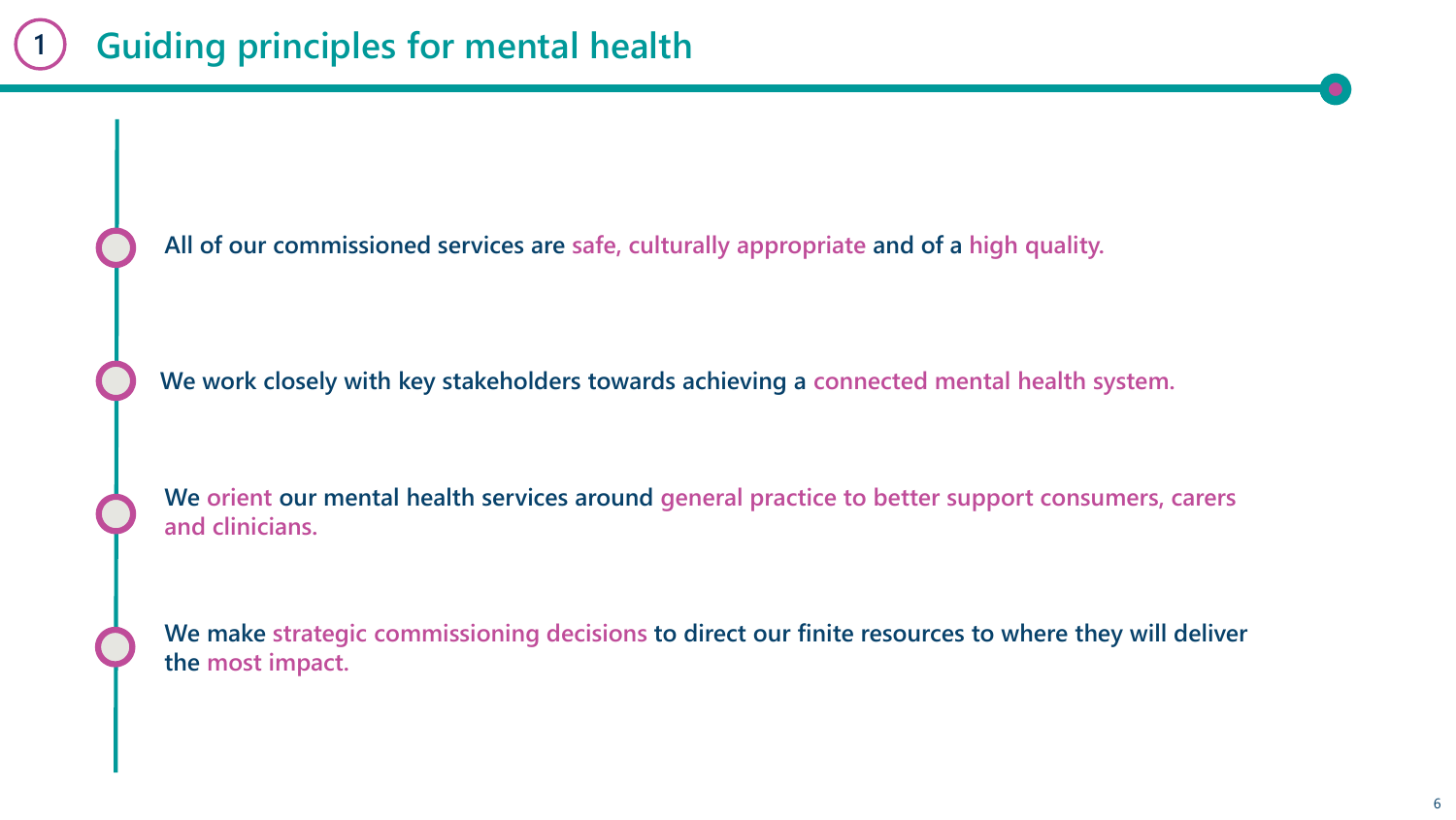# 1 Guiding principles for mental health

- All of our commissioned services are safe, culturally appropriate and of a high quality.
- We work closely with key stakeholders towards achieving a connected mental health system.
- We orient our mental health services around general practice to better support consumers, carers and clinicians.
- We make strategic commissioning decisions to direct our finite resources to where they will deliver the most impact.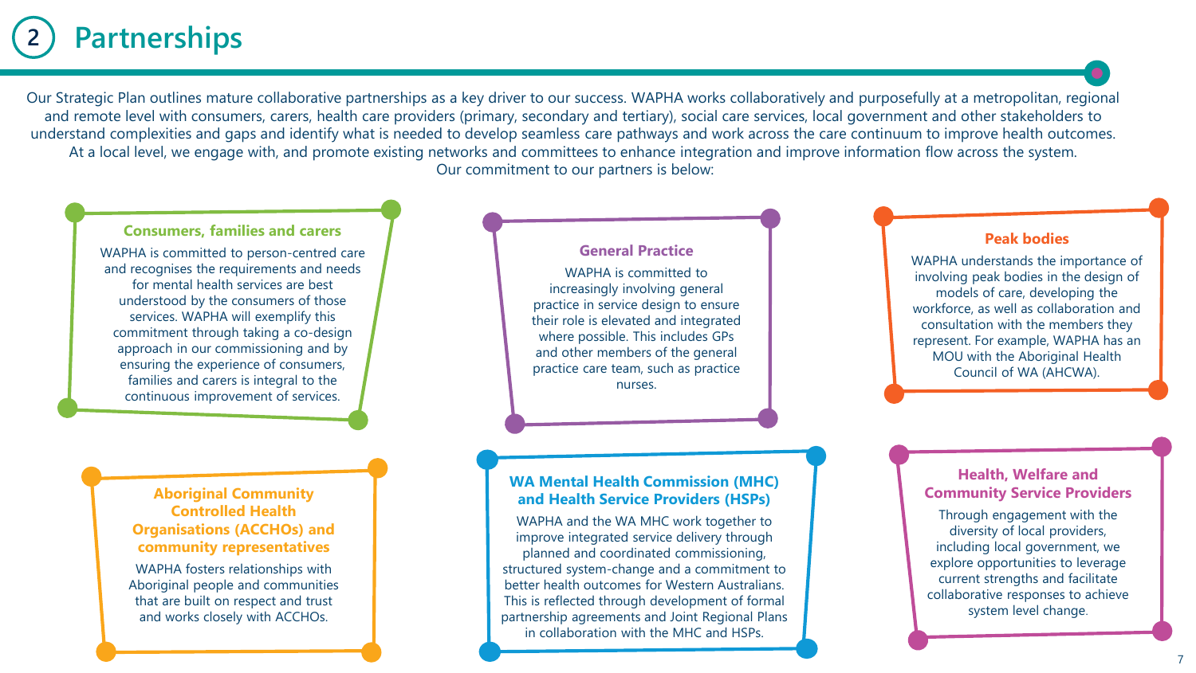# 2 Partnerships

Our Strategic Plan outlines mature collaborative partnerships as a key driver to our success. WAPHA works collaboratively and purposefully at a metropolitan, regional and remote level with consumers, carers, health care providers (primary, secondary and tertiary), social care services, local government and other stakeholders to understand complexities and gaps and identify what is needed to develop seamless care pathways and work across the care continuum to improve health outcomes. At a local level, we engage with, and promote existing networks and committees to enhance integration and improve information flow across the system. Our commitment to our partners is below:

### Consumers, families and carers

WAPHA is committed to person-centred care and recognises the requirements and needs for mental health services are best understood by the consumers of those services. WAPHA will exemplify this commitment through taking a co-design approach in our commissioning and by ensuring the experience of consumers, families and carers is integral to the continuous improvement of services.

### General Practice

WAPHA is committed to increasingly involving general practice in service design to ensure their role is elevated and integrated where possible. This includes GPs and other members of the general practice care team, such as practice nurses.

### Peak bodies

WAPHA understands the importance of involving peak bodies in the design of models of care, developing the workforce, as well as collaboration and consultation with the members they represent. For example, WAPHA has an MOU with the Aboriginal Health Council of WA (AHCWA).

### Aboriginal Community Controlled Health Organisations (ACCHOs) and community representatives

WAPHA fosters relationships with Aboriginal people and communities that are built on respect and trust and works closely with ACCHOs.

### WA Mental Health Commission (MHC) and Health Service Providers (HSPs)

WAPHA and the WA MHC work together to improve integrated service delivery through planned and coordinated commissioning, structured system-change and a commitment to better health outcomes for Western Australians. This is reflected through development of formal partnership agreements and Joint Regional Plans in collaboration with the MHC and HSPs.

### Health, Welfare and Community Service Providers

Through engagement with the diversity of local providers, including local government, we explore opportunities to leverage current strengths and facilitate collaborative responses to achieve system level change.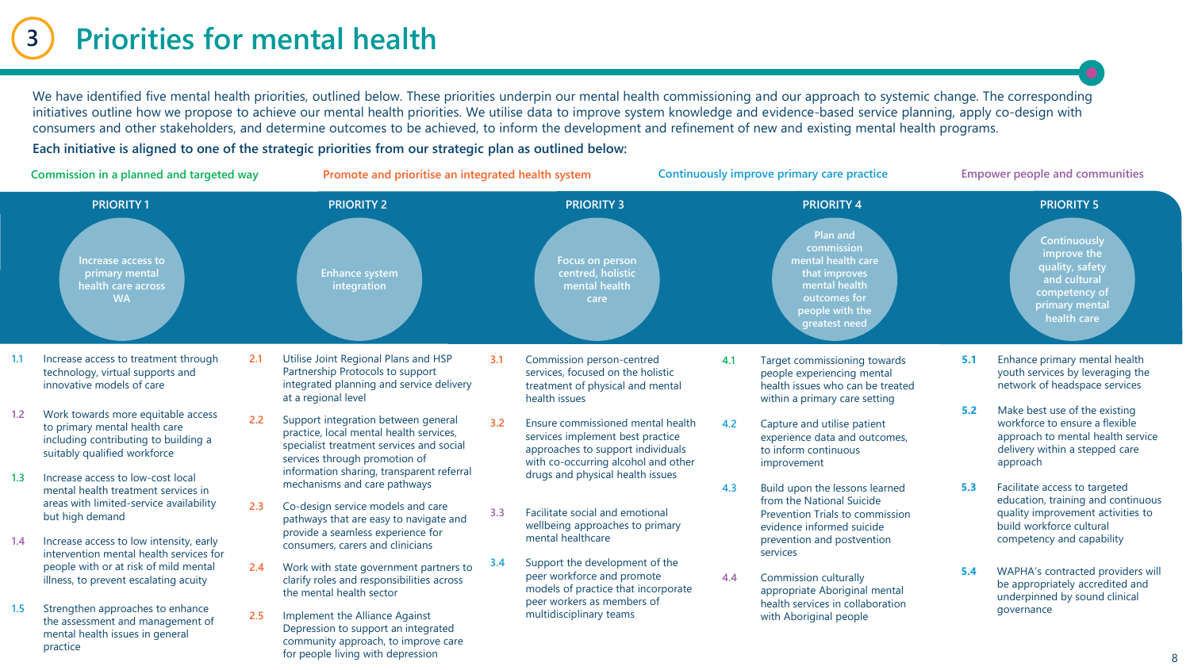# 3 Priorities for mental health

We have identified five mental health priorities, outlined below. These priorities underpin our mental health commissioning and our approach to systemic change. The corresponding initiatives outline how we propose to achieve our mental health priorities. We utilise data to improve system knowledge and evidence-based service planning, apply co-design with consumers and other stakeholders, and determine outcomes to be achieved, to inform the development and refinement of new and existing mental health programs.

**Each initiative is aligned to one of the strategic priorities from our strategic plan as outlined below:**

Commission in a planned and targeted way | Promote and prioritise an integrated health system | Continuously improve primary care practice | Empower people and communities

## PRIORITY 1: Increase access to primary mental health care across WA

- **1.1** Increase access to treatment through technology, virtual supports and innovative models of care
- **1.2** Work towards more equitable access to primary mental health care including contributing to building a suitably qualified workforce
- **1.3** Increase access to low-cost local mental health treatment services in areas with limited-service availability but high demand
- **1.4** Increase access to low intensity, early intervention mental health services for people with or at risk of mild mental illness, to prevent escalating acuity
- **1.5** Strengthen approaches to enhance the assessment and management of mental health issues in general practice

## PRIORITY 2: Enhance system integration

- **2.1** Utilise Joint Regional Plans and HSP Partnership Protocols to support integrated planning and service delivery at a regional level
- **2.2** Support integration between general practice, local mental health services, specialist treatment services and social services through promotion of information sharing, transparent referral mechanisms and care pathways
- **2.3** Co-design service models and care pathways that are easy to navigate and provide a seamless experience for consumers, carers and clinicians
- **2.4** Work with state government partners to clarify roles and responsibilities across the mental health sector
- **2.5** Implement the Alliance Against Depression to support an integrated community approach, to improve care for people living with depression

## PRIORITY 3: Focus on person centred, holistic mental health care

- **3.1** Commission person-centred services, focused on the holistic treatment of physical and mental health issues
- **3.2** Ensure commissioned mental health services implement best practice approaches to support individuals with co-occurring alcohol and other drugs and physical health issues
- **3.3** Facilitate social and emotional wellbeing approaches to primary mental healthcare
- **3.4** Support the development of the peer workforce and promote models of practice that incorporate peer workers as members of multidisciplinary teams

## PRIORITY 4: Plan and commission mental health care that improves mental health outcomes for people with the greatest need

- **4.1** Target commissioning towards people experiencing mental health issues who can be treated within a primary care setting
- **4.2** Capture and utilise patient experience data and outcomes, to inform continuous improvement
- **4.3** Build upon the lessons learned from the National Suicide Prevention Trials to commission evidence informed suicide prevention and postvention services
- **4.4** Commission culturally appropriate Aboriginal mental health services in collaboration with Aboriginal people

## PRIORITY 5: Continuously improve the quality, safety and cultural competency of primary mental health care

- **5.1** Enhance primary mental health youth services by leveraging the network of headspace services
- **5.2** Make best use of the existing workforce to ensure a flexible approach to mental health service delivery within a stepped care approach
- **5.3** Facilitate access to targeted education, training and continuous quality improvement activities to build workforce cultural competency and capability
- **5.4** WAPHA's contracted providers will be appropriately accredited and underpinned by sound clinical governance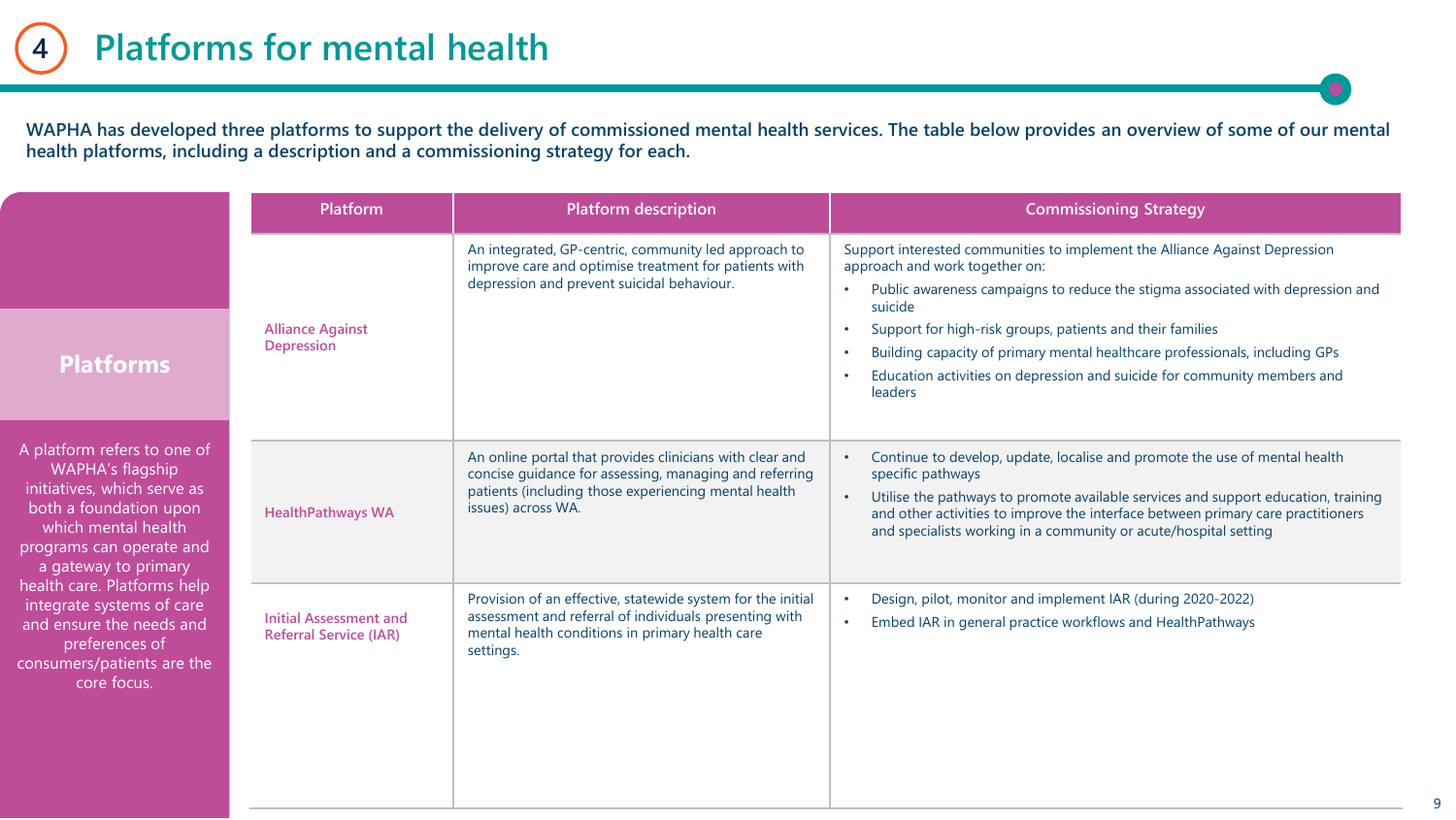# 4 Platforms for mental health

**WAPHA has developed three platforms to support the delivery of commissioned mental health services. The table below provides an overview of some of our mental health platforms, including a description and a commissioning strategy for each.**

## Platforms

A platform refers to one of WAPHA's flagship initiatives, which serve as both a foundation upon which mental health programs can operate and a gateway to primary health care. Platforms help integrate systems of care and ensure the needs and preferences of consumers/patients are the core focus.

| Platform | Platform description | Commissioning Strategy |
|---|---|---|
| Alliance Against Depression | An integrated, GP-centric, community led approach to improve care and optimise treatment for patients with depression and prevent suicidal behaviour. | Support interested communities to implement the Alliance Against Depression approach and work together on:<br>• Public awareness campaigns to reduce the stigma associated with depression and suicide<br>• Support for high-risk groups, patients and their families<br>• Building capacity of primary mental healthcare professionals, including GPs<br>• Education activities on depression and suicide for community members and leaders |
| HealthPathways WA | An online portal that provides clinicians with clear and concise guidance for assessing, managing and referring patients (including those experiencing mental health issues) across WA. | • Continue to develop, update, localise and promote the use of mental health specific pathways<br>• Utilise the pathways to promote available services and support education, training and other activities to improve the interface between primary care practitioners and specialists working in a community or acute/hospital setting |
| Initial Assessment and Referral Service (IAR) | Provision of an effective, statewide system for the initial assessment and referral of individuals presenting with mental health conditions in primary health care settings. | • Design, pilot, monitor and implement IAR (during 2020-2022)<br>• Embed IAR in general practice workflows and HealthPathways |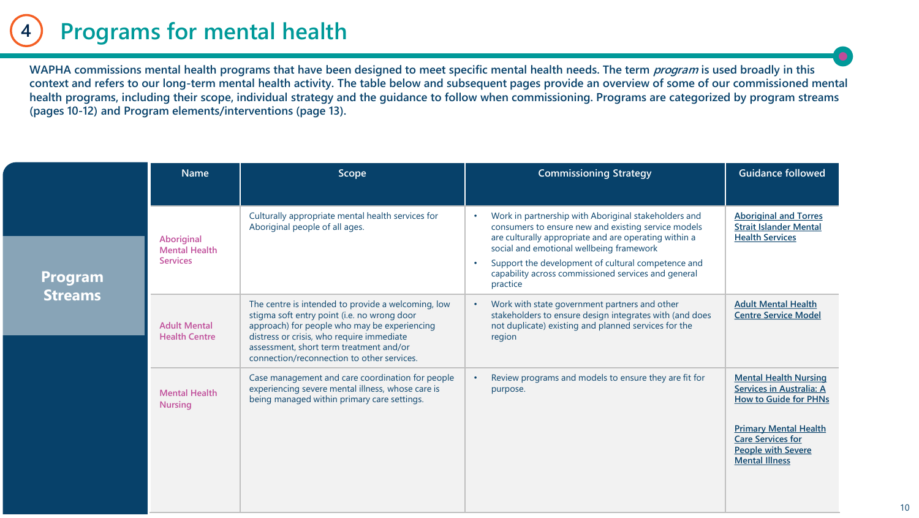# 4 Programs for mental health

**WAPHA commissions mental health programs that have been designed to meet specific mental health needs. The term *program* is used broadly in this context and refers to our long-term mental health activity. The table below and subsequent pages provide an overview of some of our commissioned mental health programs, including their scope, individual strategy and the guidance to follow when commissioning. Programs are categorized by program streams (pages 10-12) and Program elements/interventions (page 13).**

**Program Streams**

| Name | Scope | Commissioning Strategy | Guidance followed |
|---|---|---|---|
| Aboriginal Mental Health Services | Culturally appropriate mental health services for Aboriginal people of all ages. | • Work in partnership with Aboriginal stakeholders and consumers to ensure new and existing service models are culturally appropriate and are operating within a social and emotional wellbeing framework<br>• Support the development of cultural competence and capability across commissioned services and general practice | Aboriginal and Torres Strait Islander Mental Health Services |
| Adult Mental Health Centre | The centre is intended to provide a welcoming, low stigma soft entry point (i.e. no wrong door approach) for people who may be experiencing distress or crisis, who require immediate assessment, short term treatment and/or connection/reconnection to other services. | • Work with state government partners and other stakeholders to ensure design integrates with (and does not duplicate) existing and planned services for the region | Adult Mental Health Centre Service Model |
| Mental Health Nursing | Case management and care coordination for people experiencing severe mental illness, whose care is being managed within primary care settings. | • Review programs and models to ensure they are fit for purpose. | Mental Health Nursing Services in Australia: A How to Guide for PHNs<br><br>Primary Mental Health Care Services for People with Severe Mental Illness |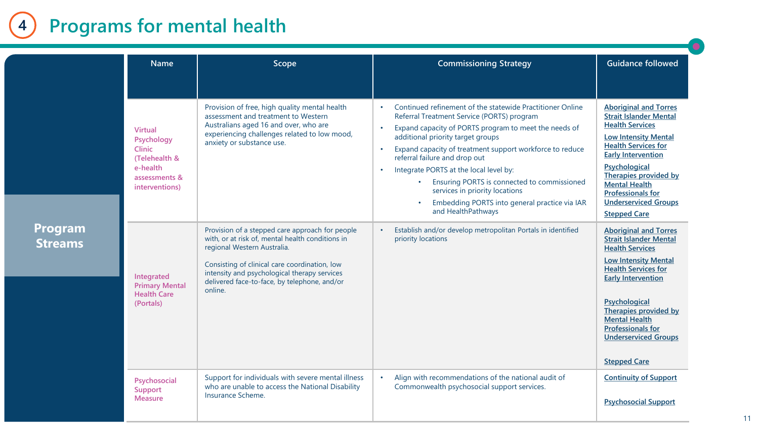# 4 Programs for mental health

**Program Streams**

| Name | Scope | Commissioning Strategy | Guidance followed |
|---|---|---|---|
| Virtual Psychology Clinic (Telehealth & e-health assessments & interventions) | Provision of free, high quality mental health assessment and treatment to Western Australians aged 16 and over, who are experiencing challenges related to low mood, anxiety or substance use. | • Continued refinement of the statewide Practitioner Online Referral Treatment Service (PORTS) program<br>• Expand capacity of PORTS program to meet the needs of additional priority target groups<br>• Expand capacity of treatment support workforce to reduce referral failure and drop out<br>• Integrate PORTS at the local level by:<br>  • Ensuring PORTS is connected to commissioned services in priority locations<br>  • Embedding PORTS into general practice via IAR and HealthPathways | Aboriginal and Torres Strait Islander Mental Health Services<br>Low Intensity Mental Health Services for Early Intervention<br>Psychological Therapies provided by Mental Health Professionals for Underserviced Groups<br>Stepped Care |
| Integrated Primary Mental Health Care (Portals) | Provision of a stepped care approach for people with, or at risk of, mental health conditions in regional Western Australia.<br><br>Consisting of clinical care coordination, low intensity and psychological therapy services delivered face-to-face, by telephone, and/or online. | • Establish and/or develop metropolitan Portals in identified priority locations | Aboriginal and Torres Strait Islander Mental Health Services<br>Low Intensity Mental Health Services for Early Intervention<br>Psychological Therapies provided by Mental Health Professionals for Underserviced Groups<br>Stepped Care |
| Psychosocial Support Measure | Support for individuals with severe mental illness who are unable to access the National Disability Insurance Scheme. | • Align with recommendations of the national audit of Commonwealth psychosocial support services. | Continuity of Support<br>Psychosocial Support |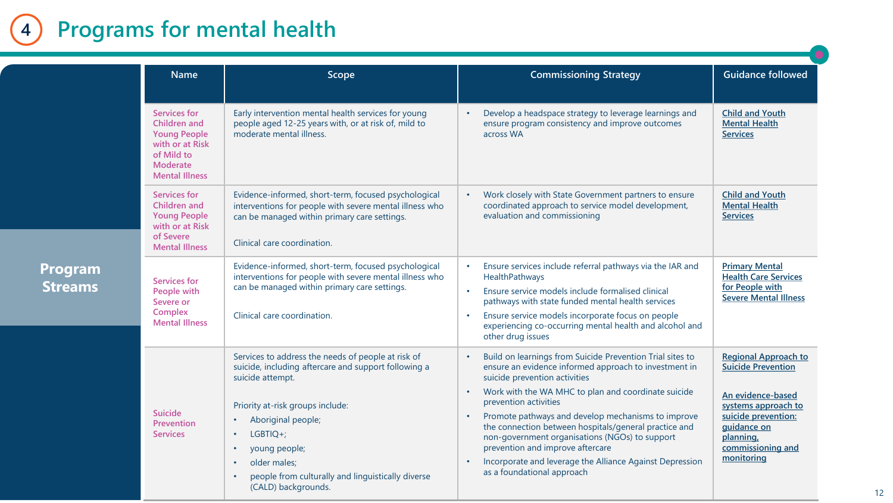# 4 Programs for mental health

**Program Streams**

| Name | Scope | Commissioning Strategy | Guidance followed |
|---|---|---|---|
| Services for Children and Young People with or at Risk of Mild to Moderate Mental Illness | Early intervention mental health services for young people aged 12-25 years with, or at risk of, mild to moderate mental illness. | • Develop a headspace strategy to leverage learnings and ensure program consistency and improve outcomes across WA | Child and Youth Mental Health Services |
| Services for Children and Young People with or at Risk of Severe Mental Illness | Evidence-informed, short-term, focused psychological interventions for people with severe mental illness who can be managed within primary care settings.<br><br>Clinical care coordination. | • Work closely with State Government partners to ensure coordinated approach to service model development, evaluation and commissioning | Child and Youth Mental Health Services |
| Services for People with Severe or Complex Mental Illness | Evidence-informed, short-term, focused psychological interventions for people with severe mental illness who can be managed within primary care settings.<br><br>Clinical care coordination. | • Ensure services include referral pathways via the IAR and HealthPathways<br>• Ensure service models include formalised clinical pathways with state funded mental health services<br>• Ensure service models incorporate focus on people experiencing co-occurring mental health and alcohol and other drug issues | Primary Mental Health Care Services for People with Severe Mental Illness |
| Suicide Prevention Services | Services to address the needs of people at risk of suicide, including aftercare and support following a suicide attempt.<br><br>Priority at-risk groups include:<br>• Aboriginal people;<br>• LGBTIQ+;<br>• young people;<br>• older males;<br>• people from culturally and linguistically diverse (CALD) backgrounds. | • Build on learnings from Suicide Prevention Trial sites to ensure an evidence informed approach to investment in suicide prevention activities<br>• Work with the WA MHC to plan and coordinate suicide prevention activities<br>• Promote pathways and develop mechanisms to improve the connection between hospitals/general practice and non-government organisations (NGOs) to support prevention and improve aftercare<br>• Incorporate and leverage the Alliance Against Depression as a foundational approach | Regional Approach to Suicide Prevention<br><br>An evidence-based systems approach to suicide prevention: guidance on planning, commissioning and monitoring |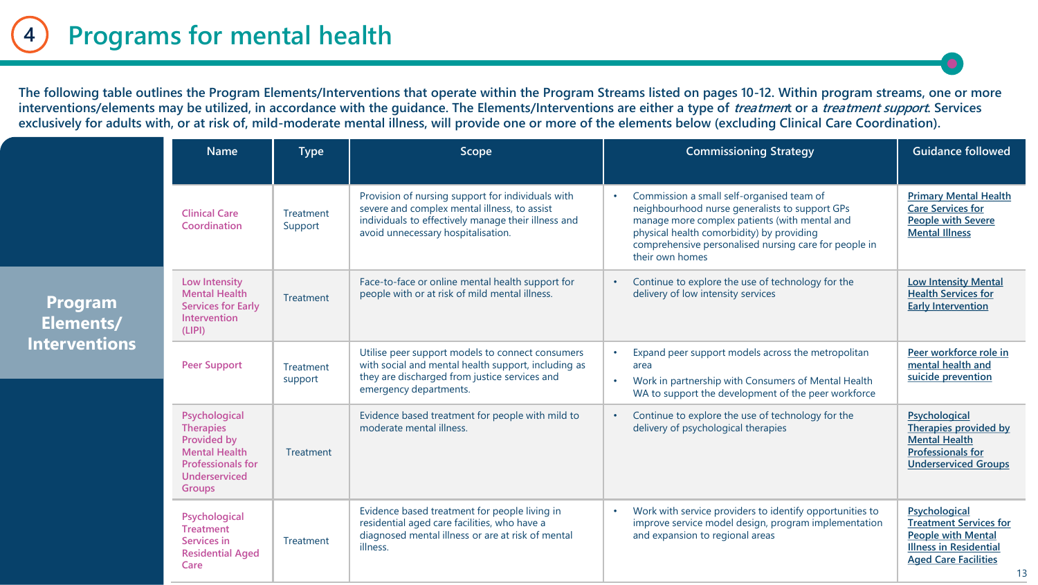# 4 Programs for mental health

**The following table outlines the Program Elements/Interventions that operate within the Program Streams listed on pages 10-12. Within program streams, one or more interventions/elements may be utilized, in accordance with the guidance. The Elements/Interventions are either a type of *treatment* or a *treatment support*. Services exclusively for adults with, or at risk of, mild-moderate mental illness, will provide one or more of the elements below (excluding Clinical Care Coordination).**

## Program Elements/ Interventions

| Name | Type | Scope | Commissioning Strategy | Guidance followed |
|---|---|---|---|---|
| Clinical Care Coordination | Treatment Support | Provision of nursing support for individuals with severe and complex mental illness, to assist individuals to effectively manage their illness and avoid unnecessary hospitalisation. | • Commission a small self-organised team of neighbourhood nurse generalists to support GPs manage more complex patients (with mental and physical health comorbidity) by providing comprehensive personalised nursing care for people in their own homes | Primary Mental Health Care Services for People with Severe Mental Illness |
| Low Intensity Mental Health Services for Early Intervention (LIPI) | Treatment | Face-to-face or online mental health support for people with or at risk of mild mental illness. | • Continue to explore the use of technology for the delivery of low intensity services | Low Intensity Mental Health Services for Early Intervention |
| Peer Support | Treatment support | Utilise peer support models to connect consumers with social and mental health support, including as they are discharged from justice services and emergency departments. | • Expand peer support models across the metropolitan area<br>• Work in partnership with Consumers of Mental Health WA to support the development of the peer workforce | Peer workforce role in mental health and suicide prevention |
| Psychological Therapies Provided by Mental Health Professionals for Underserviced Groups | Treatment | Evidence based treatment for people with mild to moderate mental illness. | • Continue to explore the use of technology for the delivery of psychological therapies | Psychological Therapies provided by Mental Health Professionals for Underserviced Groups |
| Psychological Treatment Services in Residential Aged Care | Treatment | Evidence based treatment for people living in residential aged care facilities, who have a diagnosed mental illness or are at risk of mental illness. | • Work with service providers to identify opportunities to improve service model design, program implementation and expansion to regional areas | Psychological Treatment Services for People with Mental Illness in Residential Aged Care Facilities |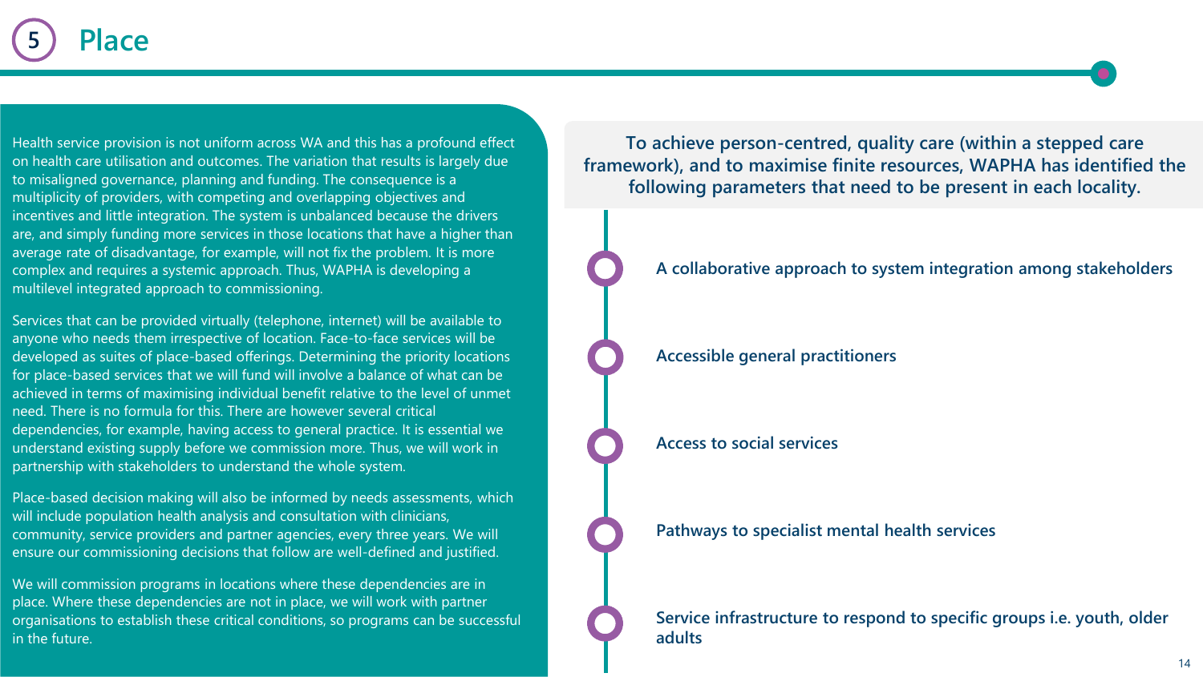# 5 Place

Health service provision is not uniform across WA and this has a profound effect on health care utilisation and outcomes. The variation that results is largely due to misaligned governance, planning and funding. The consequence is a multiplicity of providers, with competing and overlapping objectives and incentives and little integration. The system is unbalanced because the drivers are, and simply funding more services in those locations that have a higher than average rate of disadvantage, for example, will not fix the problem. It is more complex and requires a systemic approach. Thus, WAPHA is developing a multilevel integrated approach to commissioning.

Services that can be provided virtually (telephone, internet) will be available to anyone who needs them irrespective of location. Face-to-face services will be developed as suites of place-based offerings. Determining the priority locations for place-based services that we will fund will involve a balance of what can be achieved in terms of maximising individual benefit relative to the level of unmet need. There is no formula for this. There are however several critical dependencies, for example, having access to general practice. It is essential we understand existing supply before we commission more. Thus, we will work in partnership with stakeholders to understand the whole system.

Place-based decision making will also be informed by needs assessments, which will include population health analysis and consultation with clinicians, community, service providers and partner agencies, every three years. We will ensure our commissioning decisions that follow are well-defined and justified.

We will commission programs in locations where these dependencies are in place. Where these dependencies are not in place, we will work with partner organisations to establish these critical conditions, so programs can be successful in the future.

**To achieve person-centred, quality care (within a stepped care framework), and to maximise finite resources, WAPHA has identified the following parameters that need to be present in each locality.**

- **A collaborative approach to system integration among stakeholders**
- **Accessible general practitioners**
- **Access to social services**
- **Pathways to specialist mental health services**
- **Service infrastructure to respond to specific groups i.e. youth, older adults**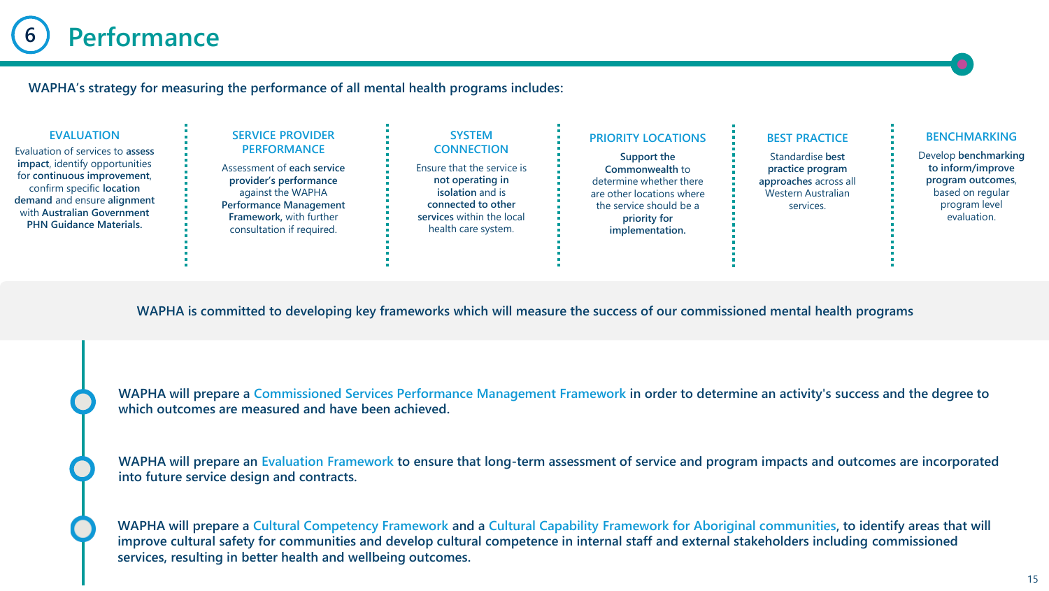# 6 Performance

**WAPHA's strategy for measuring the performance of all mental health programs includes:**

### EVALUATION

Evaluation of services to **assess impact**, identify opportunities for **continuous improvement**, confirm specific **location demand** and ensure **alignment** with **Australian Government PHN Guidance Materials.**

### SERVICE PROVIDER PERFORMANCE

Assessment of **each service provider's performance** against the WAPHA **Performance Management Framework**, with further consultation if required.

### SYSTEM CONNECTION

Ensure that the service is **not operating in isolation** and is **connected to other services** within the local health care system.

### PRIORITY LOCATIONS

**Support the Commonwealth** to determine whether there are other locations where the service should be a **priority for implementation.**

### BEST PRACTICE

Standardise **best practice program approaches** across all Western Australian services.

### BENCHMARKING

Develop **benchmarking to inform/improve program outcomes**, based on regular program level evaluation.

**WAPHA is committed to developing key frameworks which will measure the success of our commissioned mental health programs**

- **WAPHA will prepare a Commissioned Services Performance Management Framework in order to determine an activity's success and the degree to which outcomes are measured and have been achieved.**
- **WAPHA will prepare an Evaluation Framework to ensure that long-term assessment of service and program impacts and outcomes are incorporated into future service design and contracts.**
- **WAPHA will prepare a Cultural Competency Framework and a Cultural Capability Framework for Aboriginal communities, to identify areas that will improve cultural safety for communities and develop cultural competence in internal staff and external stakeholders including commissioned services, resulting in better health and wellbeing outcomes.**